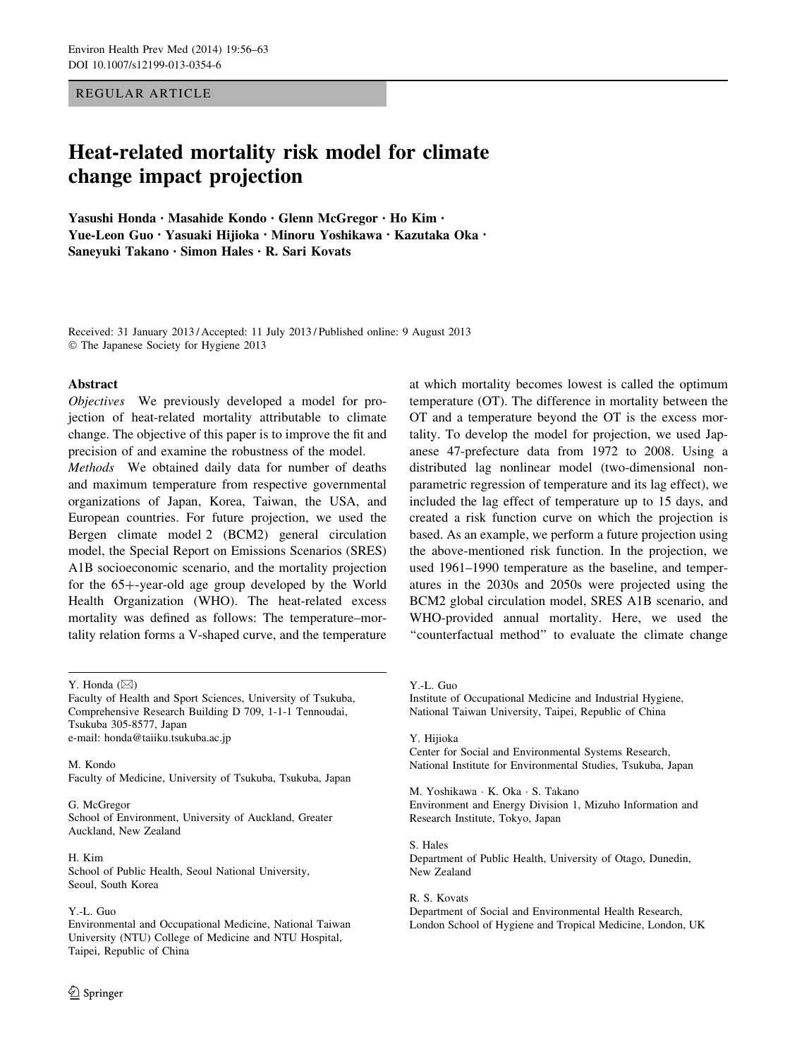REGULAR ARTICLE

# Heat-related mortality risk model for climate change impact projection

**Yasushi Honda · Masahide Kondo · Glenn McGregor · Ho Kim · Yue-Leon Guo · Yasuaki Hijioka · Minoru Yoshikawa · Kazutaka Oka · Saneyuki Takano · Simon Hales · R. Sari Kovats**

Received: 31 January 2013 / Accepted: 11 July 2013 / Published online: 9 August 2013
© The Japanese Society for Hygiene 2013

## Abstract

*Objectives* We previously developed a model for projection of heat-related mortality attributable to climate change. The objective of this paper is to improve the fit and precision of and examine the robustness of the model.

*Methods* We obtained daily data for number of deaths and maximum temperature from respective governmental organizations of Japan, Korea, Taiwan, the USA, and European countries. For future projection, we used the Bergen climate model 2 (BCM2) general circulation model, the Special Report on Emissions Scenarios (SRES) A1B socioeconomic scenario, and the mortality projection for the 65+-year-old age group developed by the World Health Organization (WHO). The heat-related excess mortality was defined as follows: The temperature–mortality relation forms a V-shaped curve, and the temperature at which mortality becomes lowest is called the optimum temperature (OT). The difference in mortality between the OT and a temperature beyond the OT is the excess mortality. To develop the model for projection, we used Japanese 47-prefecture data from 1972 to 2008. Using a distributed lag nonlinear model (two-dimensional nonparametric regression of temperature and its lag effect), we included the lag effect of temperature up to 15 days, and created a risk function curve on which the projection is based. As an example, we perform a future projection using the above-mentioned risk function. In the projection, we used 1961–1990 temperature as the baseline, and temperatures in the 2030s and 2050s were projected using the BCM2 global circulation model, SRES A1B scenario, and WHO-provided annual mortality. Here, we used the "counterfactual method" to evaluate the climate change

---

Y. Honda (✉)
Faculty of Health and Sport Sciences, University of Tsukuba, Comprehensive Research Building D 709, 1-1-1 Tennoudai, Tsukuba 305-8577, Japan
e-mail: honda@taiiku.tsukuba.ac.jp

M. Kondo
Faculty of Medicine, University of Tsukuba, Tsukuba, Japan

G. McGregor
School of Environment, University of Auckland, Greater Auckland, New Zealand

H. Kim
School of Public Health, Seoul National University, Seoul, South Korea

Y.-L. Guo
Environmental and Occupational Medicine, National Taiwan University (NTU) College of Medicine and NTU Hospital, Taipei, Republic of China

Y.-L. Guo
Institute of Occupational Medicine and Industrial Hygiene, National Taiwan University, Taipei, Republic of China

Y. Hijioka
Center for Social and Environmental Systems Research, National Institute for Environmental Studies, Tsukuba, Japan

M. Yoshikawa · K. Oka · S. Takano
Environment and Energy Division 1, Mizuho Information and Research Institute, Tokyo, Japan

S. Hales
Department of Public Health, University of Otago, Dunedin, New Zealand

R. S. Kovats
Department of Social and Environmental Health Research, London School of Hygiene and Tropical Medicine, London, UK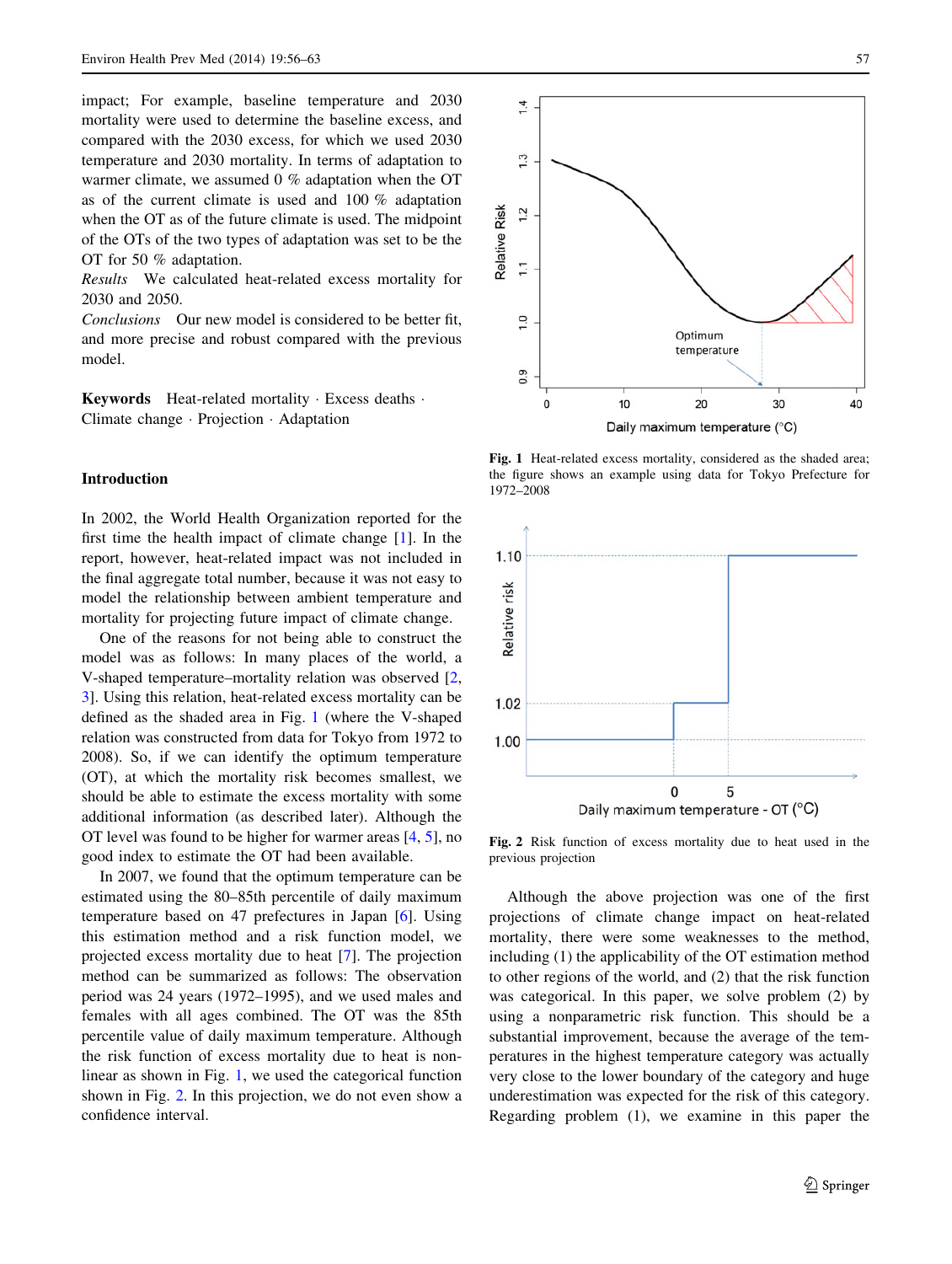impact; For example, baseline temperature and 2030 mortality were used to determine the baseline excess, and compared with the 2030 excess, for which we used 2030 temperature and 2030 mortality. In terms of adaptation to warmer climate, we assumed 0 % adaptation when the OT as of the current climate is used and 100 % adaptation when the OT as of the future climate is used. The midpoint of the OTs of the two types of adaptation was set to be the OT for 50 % adaptation.

*Results* We calculated heat-related excess mortality for 2030 and 2050.

*Conclusions* Our new model is considered to be better fit, and more precise and robust compared with the previous model.

**Keywords** Heat-related mortality · Excess deaths · Climate change · Projection · Adaptation

## Introduction

In 2002, the World Health Organization reported for the first time the health impact of climate change [1]. In the report, however, heat-related impact was not included in the final aggregate total number, because it was not easy to model the relationship between ambient temperature and mortality for projecting future impact of climate change.

One of the reasons for not being able to construct the model was as follows: In many places of the world, a V-shaped temperature–mortality relation was observed [2, 3]. Using this relation, heat-related excess mortality can be defined as the shaded area in Fig. 1 (where the V-shaped relation was constructed from data for Tokyo from 1972 to 2008). So, if we can identify the optimum temperature (OT), at which the mortality risk becomes smallest, we should be able to estimate the excess mortality with some additional information (as described later). Although the OT level was found to be higher for warmer areas [4, 5], no good index to estimate the OT had been available.

In 2007, we found that the optimum temperature can be estimated using the 80–85th percentile of daily maximum temperature based on 47 prefectures in Japan [6]. Using this estimation method and a risk function model, we projected excess mortality due to heat [7]. The projection method can be summarized as follows: The observation period was 24 years (1972–1995), and we used males and females with all ages combined. The OT was the 85th percentile value of daily maximum temperature. Although the risk function of excess mortality due to heat is non-linear as shown in Fig. 1, we used the categorical function shown in Fig. 2. In this projection, we do not even show a confidence interval.

Fig. 1 Heat-related excess mortality, considered as the shaded area; the figure shows an example using data for Tokyo Prefecture for 1972–2008

Fig. 2 Risk function of excess mortality due to heat used in the previous projection

Although the above projection was one of the first projections of climate change impact on heat-related mortality, there were some weaknesses to the method, including (1) the applicability of the OT estimation method to other regions of the world, and (2) that the risk function was categorical. In this paper, we solve problem (2) by using a nonparametric risk function. This should be a substantial improvement, because the average of the temperatures in the highest temperature category was actually very close to the lower boundary of the category and huge underestimation was expected for the risk of this category. Regarding problem (1), we examine in this paper the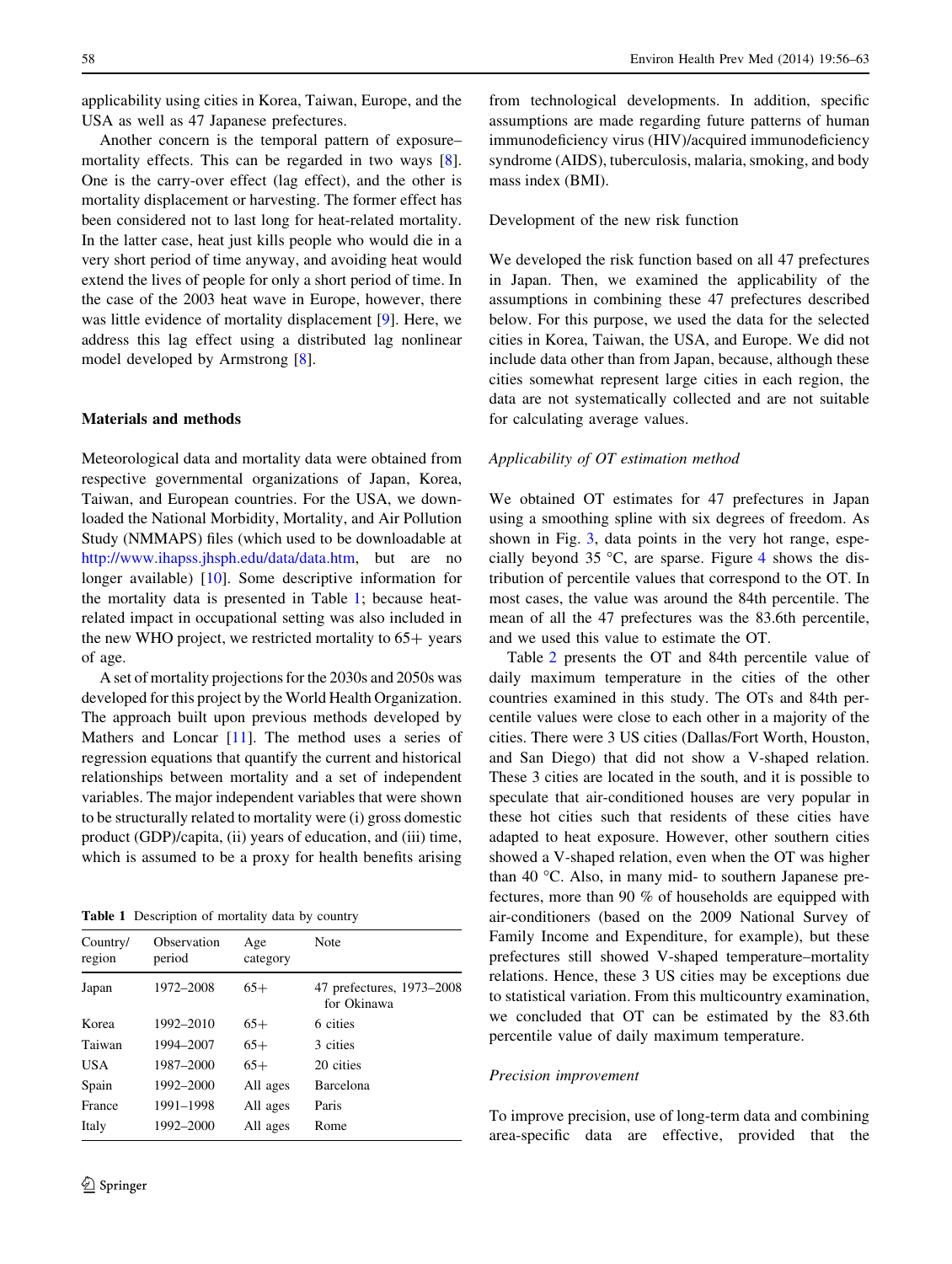applicability using cities in Korea, Taiwan, Europe, and the USA as well as 47 Japanese prefectures.

Another concern is the temporal pattern of exposure–mortality effects. This can be regarded in two ways [8]. One is the carry-over effect (lag effect), and the other is mortality displacement or harvesting. The former effect has been considered not to last long for heat-related mortality. In the latter case, heat just kills people who would die in a very short period of time anyway, and avoiding heat would extend the lives of people for only a short period of time. In the case of the 2003 heat wave in Europe, however, there was little evidence of mortality displacement [9]. Here, we address this lag effect using a distributed lag nonlinear model developed by Armstrong [8].

## Materials and methods

Meteorological data and mortality data were obtained from respective governmental organizations of Japan, Korea, Taiwan, and European countries. For the USA, we downloaded the National Morbidity, Mortality, and Air Pollution Study (NMMAPS) files (which used to be downloadable at http://www.ihapss.jhsph.edu/data/data.htm, but are no longer available) [10]. Some descriptive information for the mortality data is presented in Table 1; because heat-related impact in occupational setting was also included in the new WHO project, we restricted mortality to 65+ years of age.

A set of mortality projections for the 2030s and 2050s was developed for this project by the World Health Organization. The approach built upon previous methods developed by Mathers and Loncar [11]. The method uses a series of regression equations that quantify the current and historical relationships between mortality and a set of independent variables. The major independent variables that were shown to be structurally related to mortality were (i) gross domestic product (GDP)/capita, (ii) years of education, and (iii) time, which is assumed to be a proxy for health benefits arising

**Table 1** Description of mortality data by country

| Country/region | Observation period | Age category | Note |
|---|---|---|---|
| Japan | 1972–2008 | 65+ | 47 prefectures, 1973–2008 for Okinawa |
| Korea | 1992–2010 | 65+ | 6 cities |
| Taiwan | 1994–2007 | 65+ | 3 cities |
| USA | 1987–2000 | 65+ | 20 cities |
| Spain | 1992–2000 | All ages | Barcelona |
| France | 1991–1998 | All ages | Paris |
| Italy | 1992–2000 | All ages | Rome |

from technological developments. In addition, specific assumptions are made regarding future patterns of human immunodeficiency virus (HIV)/acquired immunodeficiency syndrome (AIDS), tuberculosis, malaria, smoking, and body mass index (BMI).

### Development of the new risk function

We developed the risk function based on all 47 prefectures in Japan. Then, we examined the applicability of the assumptions in combining these 47 prefectures described below. For this purpose, we used the data for the selected cities in Korea, Taiwan, the USA, and Europe. We did not include data other than from Japan, because, although these cities somewhat represent large cities in each region, the data are not systematically collected and are not suitable for calculating average values.

#### *Applicability of OT estimation method*

We obtained OT estimates for 47 prefectures in Japan using a smoothing spline with six degrees of freedom. As shown in Fig. 3, data points in the very hot range, especially beyond 35 °C, are sparse. Figure 4 shows the distribution of percentile values that correspond to the OT. In most cases, the value was around the 84th percentile. The mean of all the 47 prefectures was the 83.6th percentile, and we used this value to estimate the OT.

Table 2 presents the OT and 84th percentile value of daily maximum temperature in the cities of the other countries examined in this study. The OTs and 84th percentile values were close to each other in a majority of the cities. There were 3 US cities (Dallas/Fort Worth, Houston, and San Diego) that did not show a V-shaped relation. These 3 cities are located in the south, and it is possible to speculate that air-conditioned houses are very popular in these hot cities such that residents of these cities have adapted to heat exposure. However, other southern cities showed a V-shaped relation, even when the OT was higher than 40 °C. Also, in many mid- to southern Japanese prefectures, more than 90 % of households are equipped with air-conditioners (based on the 2009 National Survey of Family Income and Expenditure, for example), but these prefectures still showed V-shaped temperature–mortality relations. Hence, these 3 US cities may be exceptions due to statistical variation. From this multicountry examination, we concluded that OT can be estimated by the 83.6th percentile value of daily maximum temperature.

#### *Precision improvement*

To improve precision, use of long-term data and combining area-specific data are effective, provided that the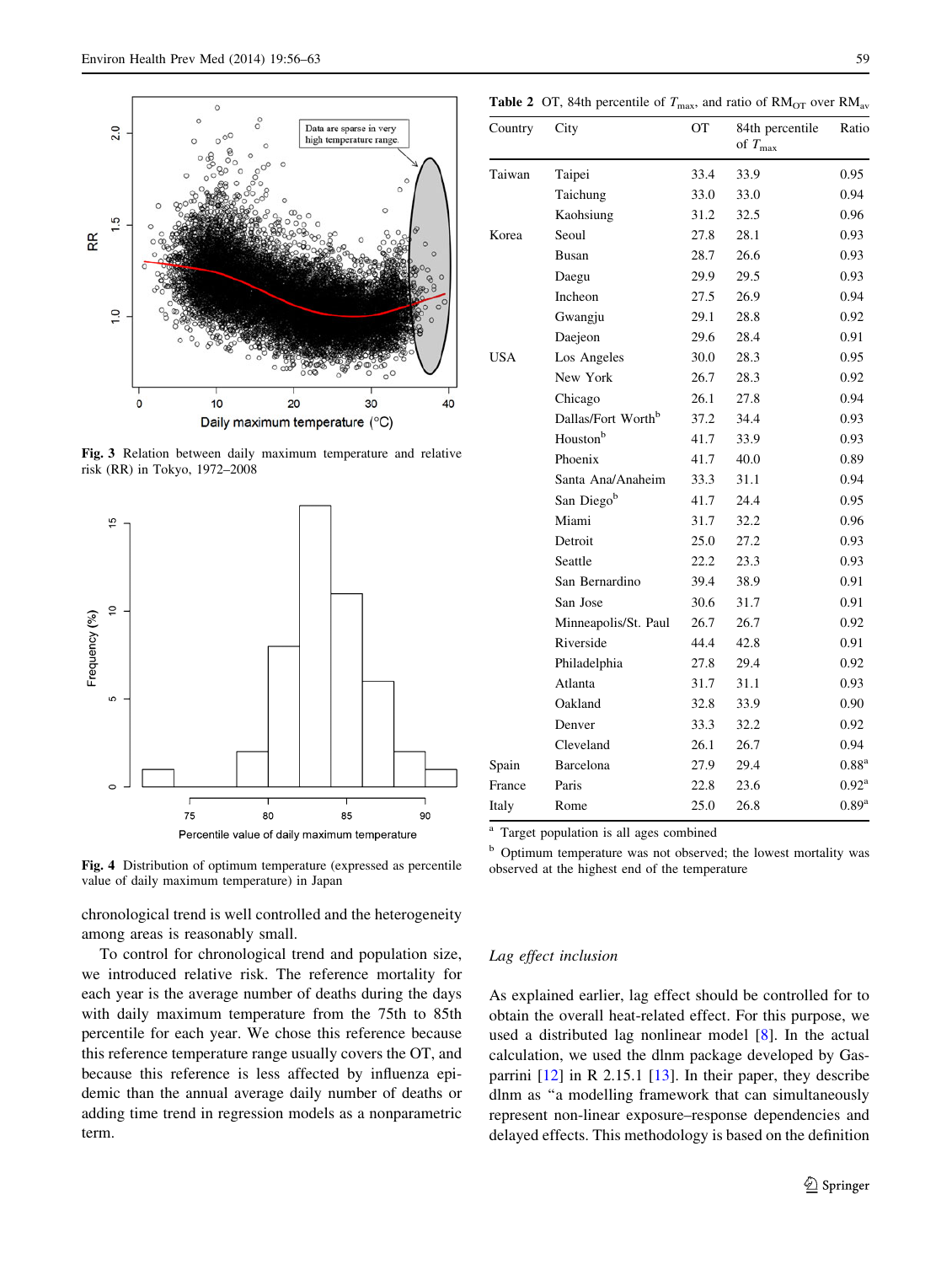Fig. 3 Relation between daily maximum temperature and relative risk (RR) in Tokyo, 1972–2008

Fig. 4 Distribution of optimum temperature (expressed as percentile value of daily maximum temperature) in Japan

chronological trend is well controlled and the heterogeneity among areas is reasonably small.

To control for chronological trend and population size, we introduced relative risk. The reference mortality for each year is the average number of deaths during the days with daily maximum temperature from the 75th to 85th percentile for each year. We chose this reference because this reference temperature range usually covers the OT, and because this reference is less affected by influenza epidemic than the annual average daily number of deaths or adding time trend in regression models as a nonparametric term.

Table 2 OT, 84th percentile of $T_{max}$, and ratio of $RM_{OT}$ over $RM_{av}$

| Country | City | OT | 84th percentile of $T_{max}$ | Ratio |
|---|---|---|---|---|
| Taiwan | Taipei | 33.4 | 33.9 | 0.95 |
| | Taichung | 33.0 | 33.0 | 0.94 |
| | Kaohsiung | 31.2 | 32.5 | 0.96 |
| Korea | Seoul | 27.8 | 28.1 | 0.93 |
| | Busan | 28.7 | 26.6 | 0.93 |
| | Daegu | 29.9 | 29.5 | 0.93 |
| | Incheon | 27.5 | 26.9 | 0.94 |
| | Gwangju | 29.1 | 28.8 | 0.92 |
| | Daejeon | 29.6 | 28.4 | 0.91 |
| USA | Los Angeles | 30.0 | 28.3 | 0.95 |
| | New York | 26.7 | 28.3 | 0.92 |
| | Chicago | 26.1 | 27.8 | 0.94 |
| | Dallas/Fort Worth[b] | 37.2 | 34.4 | 0.93 |
| | Houston[b] | 41.7 | 33.9 | 0.93 |
| | Phoenix | 41.7 | 40.0 | 0.89 |
| | Santa Ana/Anaheim | 33.3 | 31.1 | 0.94 |
| | San Diego[b] | 41.7 | 24.4 | 0.95 |
| | Miami | 31.7 | 32.2 | 0.96 |
| | Detroit | 25.0 | 27.2 | 0.93 |
| | Seattle | 22.2 | 23.3 | 0.93 |
| | San Bernardino | 39.4 | 38.9 | 0.91 |
| | San Jose | 30.6 | 31.7 | 0.91 |
| | Minneapolis/St. Paul | 26.7 | 26.7 | 0.92 |
| | Riverside | 44.4 | 42.8 | 0.91 |
| | Philadelphia | 27.8 | 29.4 | 0.92 |
| | Atlanta | 31.7 | 31.1 | 0.93 |
| | Oakland | 32.8 | 33.9 | 0.90 |
| | Denver | 33.3 | 32.2 | 0.92 |
| | Cleveland | 26.1 | 26.7 | 0.94 |
| Spain | Barcelona | 27.9 | 29.4 | 0.88[a] |
| France | Paris | 22.8 | 23.6 | 0.92[a] |
| Italy | Rome | 25.0 | 26.8 | 0.89[a] |

[a] Target population is all ages combined

[b] Optimum temperature was not observed; the lowest mortality was observed at the highest end of the temperature

### *Lag effect inclusion*

As explained earlier, lag effect should be controlled for to obtain the overall heat-related effect. For this purpose, we used a distributed lag nonlinear model [8]. In the actual calculation, we used the dlnm package developed by Gasparrini [12] in R 2.15.1 [13]. In their paper, they describe dlnm as "a modelling framework that can simultaneously represent non-linear exposure–response dependencies and delayed effects. This methodology is based on the definition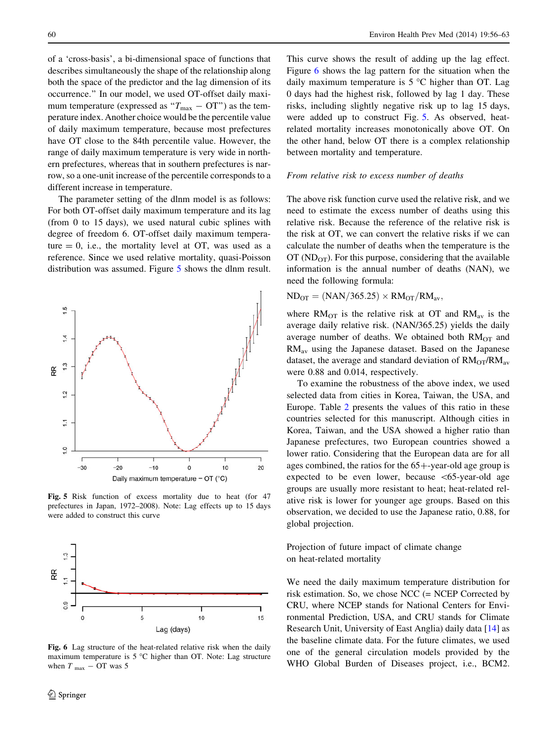of a 'cross-basis', a bi-dimensional space of functions that describes simultaneously the shape of the relationship along both the space of the predictor and the lag dimension of its occurrence." In our model, we used OT-offset daily maximum temperature (expressed as "$T_{max} - \mathrm{OT}$") as the temperature index. Another choice would be the percentile value of daily maximum temperature, because most prefectures have OT close to the 84th percentile value. However, the range of daily maximum temperature is very wide in northern prefectures, whereas that in southern prefectures is narrow, so a one-unit increase of the percentile corresponds to a different increase in temperature.

The parameter setting of the dlnm model is as follows: For both OT-offset daily maximum temperature and its lag (from 0 to 15 days), we used natural cubic splines with degree of freedom 6. OT-offset daily maximum temperature = 0, i.e., the mortality level at OT, was used as a reference. Since we used relative mortality, quasi-Poisson distribution was assumed. Figure 5 shows the dlnm result.

**Fig. 5** Risk function of excess mortality due to heat (for 47 prefectures in Japan, 1972–2008). Note: Lag effects up to 15 days were added to construct this curve

**Fig. 6** Lag structure of the heat-related relative risk when the daily maximum temperature is 5 °C higher than OT. Note: Lag structure when $T_{max} - \mathrm{OT}$ was 5

This curve shows the result of adding up the lag effect. Figure 6 shows the lag pattern for the situation when the daily maximum temperature is 5 °C higher than OT. Lag 0 days had the highest risk, followed by lag 1 day. These risks, including slightly negative risk up to lag 15 days, were added up to construct Fig. 5. As observed, heat-related mortality increases monotonically above OT. On the other hand, below OT there is a complex relationship between mortality and temperature.

### *From relative risk to excess number of deaths*

The above risk function curve used the relative risk, and we need to estimate the excess number of deaths using this relative risk. Because the reference of the relative risk is the risk at OT, we can convert the relative risks if we can calculate the number of deaths when the temperature is the OT ($\mathrm{ND_{OT}}$). For this purpose, considering that the available information is the annual number of deaths (NAN), we need the following formula:

$$\mathrm{ND_{OT}} = (\mathrm{NAN}/365.25) \times \mathrm{RM_{OT}}/\mathrm{RM_{av}},$$

where $\mathrm{RM_{OT}}$ is the relative risk at OT and $\mathrm{RM_{av}}$ is the average daily relative risk. (NAN/365.25) yields the daily average number of deaths. We obtained both $\mathrm{RM_{OT}}$ and $\mathrm{RM_{av}}$ using the Japanese dataset. Based on the Japanese dataset, the average and standard deviation of $\mathrm{RM_{OT}}/\mathrm{RM_{av}}$ were 0.88 and 0.014, respectively.

To examine the robustness of the above index, we used selected data from cities in Korea, Taiwan, the USA, and Europe. Table 2 presents the values of this ratio in these countries selected for this manuscript. Although cities in Korea, Taiwan, and the USA showed a higher ratio than Japanese prefectures, two European countries showed a lower ratio. Considering that the European data are for all ages combined, the ratios for the 65+-year-old age group is expected to be even lower, because <65-year-old age groups are usually more resistant to heat; heat-related relative risk is lower for younger age groups. Based on this observation, we decided to use the Japanese ratio, 0.88, for global projection.

## Projection of future impact of climate change on heat-related mortality

We need the daily maximum temperature distribution for risk estimation. So, we chose NCC (= NCEP Corrected by CRU, where NCEP stands for National Centers for Environmental Prediction, USA, and CRU stands for Climate Research Unit, University of East Anglia) daily data [14] as the baseline climate data. For the future climates, we used one of the general circulation models provided by the WHO Global Burden of Diseases project, i.e., BCM2.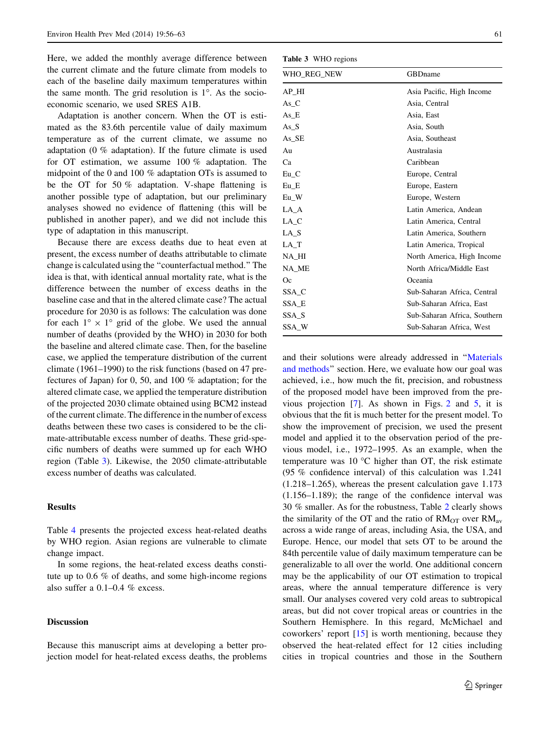Here, we added the monthly average difference between the current climate and the future climate from models to each of the baseline daily maximum temperatures within the same month. The grid resolution is 1°. As the socioeconomic scenario, we used SRES A1B.

Adaptation is another concern. When the OT is estimated as the 83.6th percentile value of daily maximum temperature as of the current climate, we assume no adaptation (0 % adaptation). If the future climate is used for OT estimation, we assume 100 % adaptation. The midpoint of the 0 and 100 % adaptation OTs is assumed to be the OT for 50 % adaptation. V-shape flattening is another possible type of adaptation, but our preliminary analyses showed no evidence of flattening (this will be published in another paper), and we did not include this type of adaptation in this manuscript.

Because there are excess deaths due to heat even at present, the excess number of deaths attributable to climate change is calculated using the "counterfactual method." The idea is that, with identical annual mortality rate, what is the difference between the number of excess deaths in the baseline case and that in the altered climate case? The actual procedure for 2030 is as follows: The calculation was done for each 1° × 1° grid of the globe. We used the annual number of deaths (provided by the WHO) in 2030 for both the baseline and altered climate case. Then, for the baseline case, we applied the temperature distribution of the current climate (1961–1990) to the risk functions (based on 47 prefectures of Japan) for 0, 50, and 100 % adaptation; for the altered climate case, we applied the temperature distribution of the projected 2030 climate obtained using BCM2 instead of the current climate. The difference in the number of excess deaths between these two cases is considered to be the climate-attributable excess number of deaths. These grid-specific numbers of deaths were summed up for each WHO region (Table 3). Likewise, the 2050 climate-attributable excess number of deaths was calculated.

## Results

Table 4 presents the projected excess heat-related deaths by WHO region. Asian regions are vulnerable to climate change impact.

In some regions, the heat-related excess deaths constitute up to 0.6 % of deaths, and some high-income regions also suffer a 0.1–0.4 % excess.

## Discussion

Because this manuscript aims at developing a better projection model for heat-related excess deaths, the problems and their solutions were already addressed in "Materials and methods" section. Here, we evaluate how our goal was achieved, i.e., how much the fit, precision, and robustness of the proposed model have been improved from the previous projection [7]. As shown in Figs. 2 and 5, it is obvious that the fit is much better for the present model. To show the improvement of precision, we used the present model and applied it to the observation period of the previous model, i.e., 1972–1995. As an example, when the temperature was 10 °C higher than OT, the risk estimate (95 % confidence interval) of this calculation was 1.241 (1.218–1.265), whereas the present calculation gave 1.173 (1.156–1.189); the range of the confidence interval was 30 % smaller. As for the robustness, Table 2 clearly shows the similarity of the OT and the ratio of $RM_{OT}$ over $RM_{av}$ across a wide range of areas, including Asia, the USA, and Europe. Hence, our model that sets OT to be around the 84th percentile value of daily maximum temperature can be generalizable to all over the world. One additional concern may be the applicability of our OT estimation to tropical areas, where the annual temperature difference is very small. Our analyses covered very cold areas to subtropical areas, but did not cover tropical areas or countries in the Southern Hemisphere. In this regard, McMichael and coworkers' report [15] is worth mentioning, because they observed the heat-related effect for 12 cities including cities in tropical countries and those in the Southern

**Table 3** WHO regions

| WHO_REG_NEW | GBDname |
|---|---|
| AP_HI | Asia Pacific, High Income |
| As_C | Asia, Central |
| As_E | Asia, East |
| As_S | Asia, South |
| As_SE | Asia, Southeast |
| Au | Australasia |
| Ca | Caribbean |
| Eu_C | Europe, Central |
| Eu_E | Europe, Eastern |
| Eu_W | Europe, Western |
| LA_A | Latin America, Andean |
| LA_C | Latin America, Central |
| LA_S | Latin America, Southern |
| LA_T | Latin America, Tropical |
| NA_HI | North America, High Income |
| NA_ME | North Africa/Middle East |
| Oc | Oceania |
| SSA_C | Sub-Saharan Africa, Central |
| SSA_E | Sub-Saharan Africa, East |
| SSA_S | Sub-Saharan Africa, Southern |
| SSA_W | Sub-Saharan Africa, West |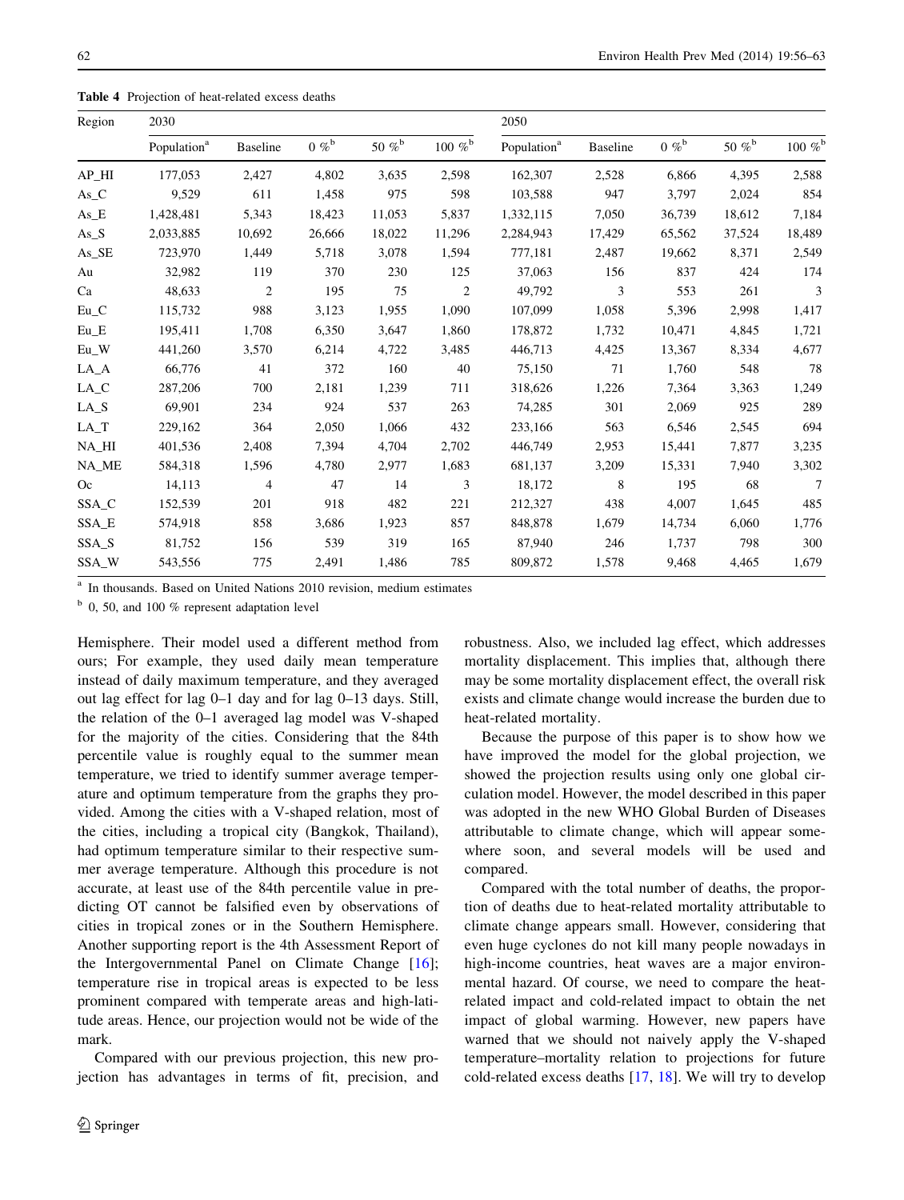**Table 4** Projection of heat-related excess deaths

| Region | 2030 | | | | | 2050 | | | | |
|---|---|---|---|---|---|---|---|---|---|---|
| | Population[a] | Baseline | 0 %[b] | 50 %[b] | 100 %[b] | Population[a] | Baseline | 0 %[b] | 50 %[b] | 100 %[b] |
| AP_HI | 177,053 | 2,427 | 4,802 | 3,635 | 2,598 | 162,307 | 2,528 | 6,866 | 4,395 | 2,588 |
| As_C | 9,529 | 611 | 1,458 | 975 | 598 | 103,588 | 947 | 3,797 | 2,024 | 854 |
| As_E | 1,428,481 | 5,343 | 18,423 | 11,053 | 5,837 | 1,332,115 | 7,050 | 36,739 | 18,612 | 7,184 |
| As_S | 2,033,885 | 10,692 | 26,666 | 18,022 | 11,296 | 2,284,943 | 17,429 | 65,562 | 37,524 | 18,489 |
| As_SE | 723,970 | 1,449 | 5,718 | 3,078 | 1,594 | 777,181 | 2,487 | 19,662 | 8,371 | 2,549 |
| Au | 32,982 | 119 | 370 | 230 | 125 | 37,063 | 156 | 837 | 424 | 174 |
| Ca | 48,633 | 2 | 195 | 75 | 2 | 49,792 | 3 | 553 | 261 | 3 |
| Eu_C | 115,732 | 988 | 3,123 | 1,955 | 1,090 | 107,099 | 1,058 | 5,396 | 2,998 | 1,417 |
| Eu_E | 195,411 | 1,708 | 6,350 | 3,647 | 1,860 | 178,872 | 1,732 | 10,471 | 4,845 | 1,721 |
| Eu_W | 441,260 | 3,570 | 6,214 | 4,722 | 3,485 | 446,713 | 4,425 | 13,367 | 8,334 | 4,677 |
| LA_A | 66,776 | 41 | 372 | 160 | 40 | 75,150 | 71 | 1,760 | 548 | 78 |
| LA_C | 287,206 | 700 | 2,181 | 1,239 | 711 | 318,626 | 1,226 | 7,364 | 3,363 | 1,249 |
| LA_S | 69,901 | 234 | 924 | 537 | 263 | 74,285 | 301 | 2,069 | 925 | 289 |
| LA_T | 229,162 | 364 | 2,050 | 1,066 | 432 | 233,166 | 563 | 6,546 | 2,545 | 694 |
| NA_HI | 401,536 | 2,408 | 7,394 | 4,704 | 2,702 | 446,749 | 2,953 | 15,441 | 7,877 | 3,235 |
| NA_ME | 584,318 | 1,596 | 4,780 | 2,977 | 1,683 | 681,137 | 3,209 | 15,331 | 7,940 | 3,302 |
| Oc | 14,113 | 4 | 47 | 14 | 3 | 18,172 | 8 | 195 | 68 | 7 |
| SSA_C | 152,539 | 201 | 918 | 482 | 221 | 212,327 | 438 | 4,007 | 1,645 | 485 |
| SSA_E | 574,918 | 858 | 3,686 | 1,923 | 857 | 848,878 | 1,679 | 14,734 | 6,060 | 1,776 |
| SSA_S | 81,752 | 156 | 539 | 319 | 165 | 87,940 | 246 | 1,737 | 798 | 300 |
| SSA_W | 543,556 | 775 | 2,491 | 1,486 | 785 | 809,872 | 1,578 | 9,468 | 4,465 | 1,679 |

[a] In thousands. Based on United Nations 2010 revision, medium estimates

[b] 0, 50, and 100 % represent adaptation level

Hemisphere. Their model used a different method from ours; For example, they used daily mean temperature instead of daily maximum temperature, and they averaged out lag effect for lag 0–1 day and for lag 0–13 days. Still, the relation of the 0–1 averaged lag model was V-shaped for the majority of the cities. Considering that the 84th percentile value is roughly equal to the summer mean temperature, we tried to identify summer average temperature and optimum temperature from the graphs they provided. Among the cities with a V-shaped relation, most of the cities, including a tropical city (Bangkok, Thailand), had optimum temperature similar to their respective summer average temperature. Although this procedure is not accurate, at least use of the 84th percentile value in predicting OT cannot be falsified even by observations of cities in tropical zones or in the Southern Hemisphere. Another supporting report is the 4th Assessment Report of the Intergovernmental Panel on Climate Change [16]; temperature rise in tropical areas is expected to be less prominent compared with temperate areas and high-latitude areas. Hence, our projection would not be wide of the mark.

Compared with our previous projection, this new projection has advantages in terms of fit, precision, and robustness. Also, we included lag effect, which addresses mortality displacement. This implies that, although there may be some mortality displacement effect, the overall risk exists and climate change would increase the burden due to heat-related mortality.

Because the purpose of this paper is to show how we have improved the model for the global projection, we showed the projection results using only one global circulation model. However, the model described in this paper was adopted in the new WHO Global Burden of Diseases attributable to climate change, which will appear somewhere soon, and several models will be used and compared.

Compared with the total number of deaths, the proportion of deaths due to heat-related mortality attributable to climate change appears small. However, considering that even huge cyclones do not kill many people nowadays in high-income countries, heat waves are a major environmental hazard. Of course, we need to compare the heat-related impact and cold-related impact to obtain the net impact of global warming. However, new papers have warned that we should not naively apply the V-shaped temperature–mortality relation to projections for future cold-related excess deaths [17, 18]. We will try to develop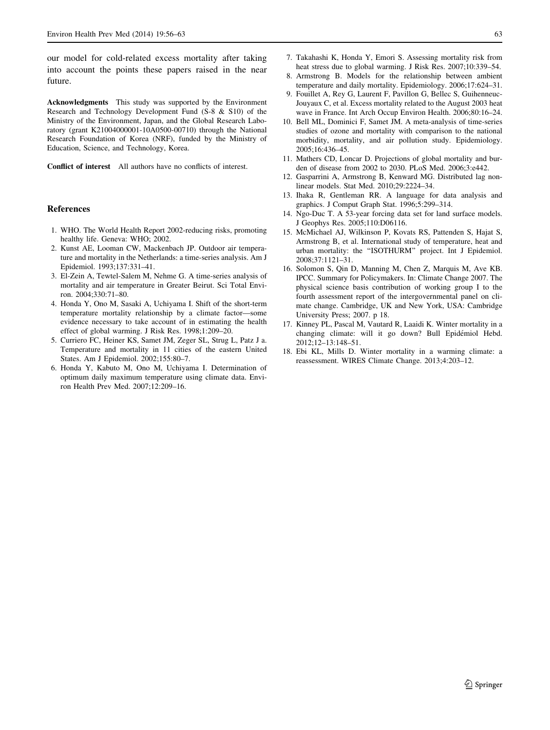our model for cold-related excess mortality after taking into account the points these papers raised in the near future.

**Acknowledgments** This study was supported by the Environment Research and Technology Development Fund (S-8 & S10) of the Ministry of the Environment, Japan, and the Global Research Laboratory (grant K21004000001-10A0500-00710) through the National Research Foundation of Korea (NRF), funded by the Ministry of Education, Science, and Technology, Korea.

**Conflict of interest** All authors have no conflicts of interest.

## References

1. WHO. The World Health Report 2002-reducing risks, promoting healthy life. Geneva: WHO; 2002.
2. Kunst AE, Looman CW, Mackenbach JP. Outdoor air temperature and mortality in the Netherlands: a time-series analysis. Am J Epidemiol. 1993;137:331–41.
3. El-Zein A, Tewtel-Salem M, Nehme G. A time-series analysis of mortality and air temperature in Greater Beirut. Sci Total Environ. 2004;330:71–80.
4. Honda Y, Ono M, Sasaki A, Uchiyama I. Shift of the short-term temperature mortality relationship by a climate factor—some evidence necessary to take account of in estimating the health effect of global warming. J Risk Res. 1998;1:209–20.
5. Curriero FC, Heiner KS, Samet JM, Zeger SL, Strug L, Patz J a. Temperature and mortality in 11 cities of the eastern United States. Am J Epidemiol. 2002;155:80–7.
6. Honda Y, Kabuto M, Ono M, Uchiyama I. Determination of optimum daily maximum temperature using climate data. Environ Health Prev Med. 2007;12:209–16.
7. Takahashi K, Honda Y, Emori S. Assessing mortality risk from heat stress due to global warming. J Risk Res. 2007;10:339–54.
8. Armstrong B. Models for the relationship between ambient temperature and daily mortality. Epidemiology. 2006;17:624–31.
9. Fouillet A, Rey G, Laurent F, Pavillon G, Bellec S, Guihenneuc-Jouyaux C, et al. Excess mortality related to the August 2003 heat wave in France. Int Arch Occup Environ Health. 2006;80:16–24.
10. Bell ML, Dominici F, Samet JM. A meta-analysis of time-series studies of ozone and mortality with comparison to the national morbidity, mortality, and air pollution study. Epidemiology. 2005;16:436–45.
11. Mathers CD, Loncar D. Projections of global mortality and burden of disease from 2002 to 2030. PLoS Med. 2006;3:e442.
12. Gasparrini A, Armstrong B, Kenward MG. Distributed lag non-linear models. Stat Med. 2010;29:2224–34.
13. Ihaka R, Gentleman RR. A language for data analysis and graphics. J Comput Graph Stat. 1996;5:299–314.
14. Ngo-Duc T. A 53-year forcing data set for land surface models. J Geophys Res. 2005;110:D06116.
15. McMichael AJ, Wilkinson P, Kovats RS, Pattenden S, Hajat S, Armstrong B, et al. International study of temperature, heat and urban mortality: the "ISOTHURM" project. Int J Epidemiol. 2008;37:1121–31.
16. Solomon S, Qin D, Manning M, Chen Z, Marquis M, Ave KB. IPCC. Summary for Policymakers. In: Climate Change 2007. The physical science basis contribution of working group I to the fourth assessment report of the intergovernmental panel on climate change. Cambridge, UK and New York, USA: Cambridge University Press; 2007. p 18.
17. Kinney PL, Pascal M, Vautard R, Laaidi K. Winter mortality in a changing climate: will it go down? Bull Epidémiol Hebd. 2012;12–13:148–51.
18. Ebi KL, Mills D. Winter mortality in a warming climate: a reassessment. WIRES Climate Change. 2013;4:203–12.